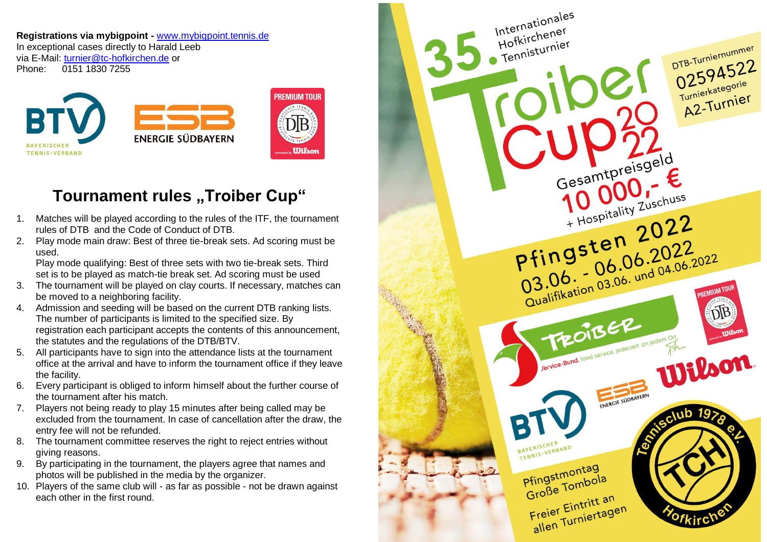**Registrations via mybigpoint -** www.mybigpoint.tennis.de
In exceptional cases directly to Harald Leeb
via E-Mail: turnier@tc-hofkirchen.de or
Phone: 0151 1830 7255

# Tournament rules „Troiber Cup“

1. Matches will be played according to the rules of the ITF, the tournament rules of DTB and the Code of Conduct of DTB.
2. Play mode main draw: Best of three tie-break sets. Ad scoring must be used.
   Play mode qualifying: Best of three sets with two tie-break sets. Third set is to be played as match-tie break set. Ad scoring must be used
3. The tournament will be played on clay courts. If necessary, matches can be moved to a neighboring facility.
4. Admission and seeding will be based on the current DTB ranking lists. The number of participants is limited to the specified size. By registration each participant accepts the contents of this announcement, the statutes and the regulations of the DTB/BTV.
5. All participants have to sign into the attendance lists at the tournament office at the arrival and have to inform the tournament office if they leave the facility.
6. Every participant is obliged to inform himself about the further course of the tournament after his match.
7. Players not being ready to play 15 minutes after being called may be excluded from the tournament. In case of cancellation after the draw, the entry fee will not be refunded.
8. The tournament committee reserves the right to reject entries without giving reasons.
9. By participating in the tournament, the players agree that names and photos will be published in the media by the organizer.
10. Players of the same club will - as far as possible - not be drawn against each other in the first round.

35. Internationales Hofkirchener Tennisturnier

# Troiber Cup 2022

DTB-Turniernummer 02594522
Turnierkategorie A2-Turnier

Gesamtpreisgeld
**10 000,- €**
+ Hospitality Zuschuss

**Pfingsten 2022**
**03.06. - 06.06.2022**
Qualifikation 03.06. und 04.06.2022

Pfingstmontag
Große Tombola
Freier Eintritt an allen Turniertagen

Tennisclub 1978 e.V. Hofkirchen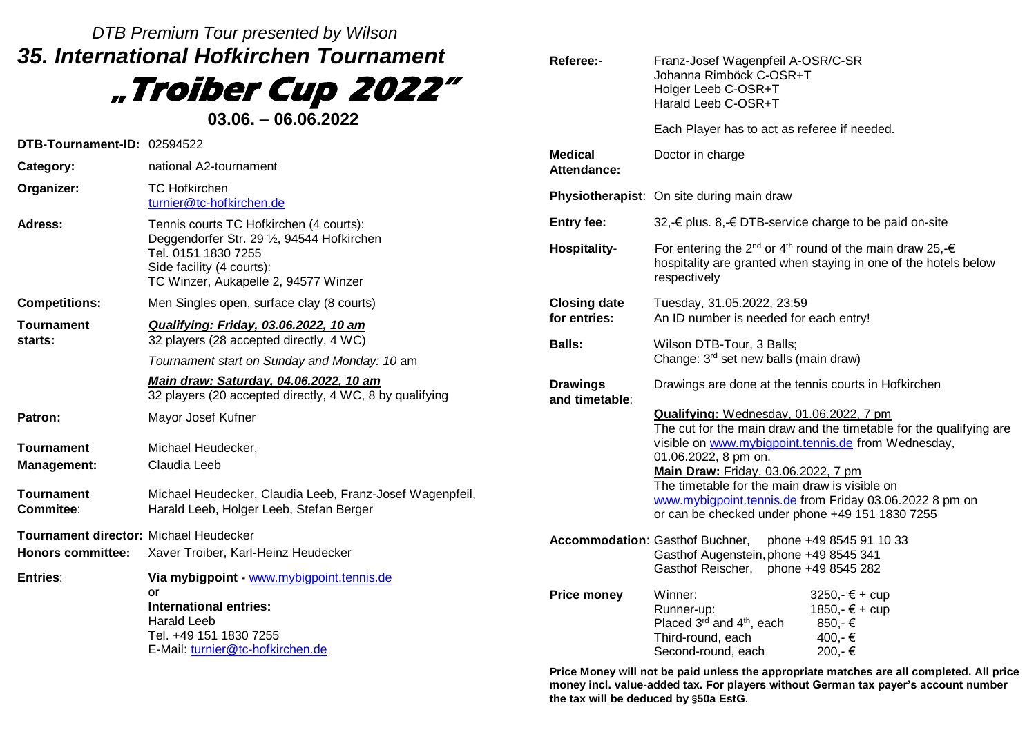*DTB Premium Tour presented by Wilson*

# *35. International Hofkirchen Tournament*

# *„Troiber Cup 2022"*

**03.06. – 06.06.2022**

**DTB-Tournament-ID:** 02594522

**Category:** national A2-tournament

**Organizer:** TC Hofkirchen
turnier@tc-hofkirchen.de

**Adress:** Tennis courts TC Hofkirchen (4 courts):
Deggendorfer Str. 29 ½, 94544 Hofkirchen
Tel. 0151 1830 7255
Side facility (4 courts):
TC Winzer, Aukapelle 2, 94577 Winzer

**Competitions:** Men Singles open, surface clay (8 courts)

**Tournament starts:** ***Qualifying: Friday, 03.06.2022, 10 am***
32 players (28 accepted directly, 4 WC)
*Tournament start on Sunday and Monday: 10* am
***Main draw: Saturday, 04.06.2022, 10 am***
32 players (20 accepted directly, 4 WC, 8 by qualifying

**Patron:** Mayor Josef Kufner

**Tournament Management:** Michael Heudecker, Claudia Leeb

**Tournament Commitee**: Michael Heudecker, Claudia Leeb, Franz-Josef Wagenpfeil, Harald Leeb, Holger Leeb, Stefan Berger

**Tournament director:** Michael Heudecker

**Honors committee:** Xaver Troiber, Karl-Heinz Heudecker

**Entries**: **Via mybigpoint -** www.mybigpoint.tennis.de
or
**International entries:**
Harald Leeb
Tel. +49 151 1830 7255
E-Mail: turnier@tc-hofkirchen.de

**Referee:**- Franz-Josef Wagenpfeil A-OSR/C-SR
Johanna Rimböck C-OSR+T
Holger Leeb C-OSR+T
Harald Leeb C-OSR+T

Each Player has to act as referee if needed.

**Medical Attendance:** Doctor in charge

**Physiotherapist**: On site during main draw

**Entry fee:** 32,-€ plus. 8,-€ DTB-service charge to be paid on-site

**Hospitality**- For entering the 2nd or 4th round of the main draw 25,-€ hospitality are granted when staying in one of the hotels below respectively

**Closing date for entries:** Tuesday, 31.05.2022, 23:59
An ID number is needed for each entry!

**Balls:** Wilson DTB-Tour, 3 Balls;
Change: 3rd set new balls (main draw)

**Drawings and timetable**: Drawings are done at the tennis courts in Hofkirchen

**Qualifying:** Wednesday, 01.06.2022, 7 pm
The cut for the main draw and the timetable for the qualifying are visible on www.mybigpoint.tennis.de from Wednesday, 01.06.2022, 8 pm on.
**Main Draw:** Friday, 03.06.2022, 7 pm
The timetable for the main draw is visible on www.mybigpoint.tennis.de from Friday 03.06.2022 8 pm on or can be checked under phone +49 151 1830 7255

**Accommodation**: Gasthof Buchner, phone +49 8545 91 10 33
Gasthof Augenstein, phone +49 8545 341
Gasthof Reischer, phone +49 8545 282

**Price money**

| | |
|---|---|
| Winner: | 3250,- € + cup |
| Runner-up: | 1850,- € + cup |
| Placed 3rd and 4th, each | 850,- € |
| Third-round, each | 400,- € |
| Second-round, each | 200,- € |

**Price Money will not be paid unless the appropriate matches are all completed. All price money incl. value-added tax. For players without German tax payer's account number the tax will be deduced by §50a EstG.**